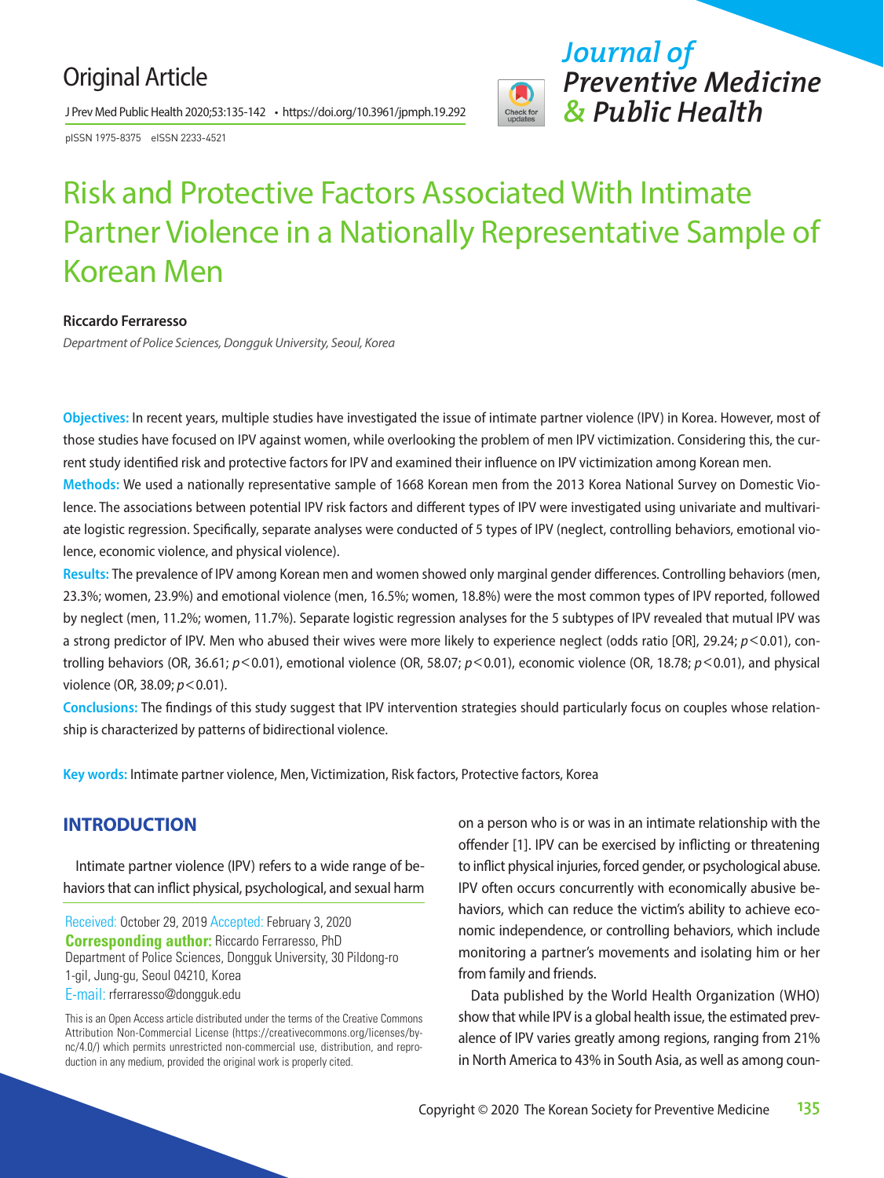Original Article

# Risk and Protective Factors Associated With Intimate Partner Violence in a Nationally Representative Sample of Korean Men

**Riccardo Ferraresso**

*Department of Police Sciences, Dongguk University, Seoul, Korea*

**Objectives:** In recent years, multiple studies have investigated the issue of intimate partner violence (IPV) in Korea. However, most of those studies have focused on IPV against women, while overlooking the problem of men IPV victimization. Considering this, the current study identified risk and protective factors for IPV and examined their influence on IPV victimization among Korean men.

**Methods:** We used a nationally representative sample of 1668 Korean men from the 2013 Korea National Survey on Domestic Violence. The associations between potential IPV risk factors and different types of IPV were investigated using univariate and multivariate logistic regression. Specifically, separate analyses were conducted of 5 types of IPV (neglect, controlling behaviors, emotional violence, economic violence, and physical violence).

**Results:** The prevalence of IPV among Korean men and women showed only marginal gender differences. Controlling behaviors (men, 23.3%; women, 23.9%) and emotional violence (men, 16.5%; women, 18.8%) were the most common types of IPV reported, followed by neglect (men, 11.2%; women, 11.7%). Separate logistic regression analyses for the 5 subtypes of IPV revealed that mutual IPV was a strong predictor of IPV. Men who abused their wives were more likely to experience neglect (odds ratio [OR], 29.24; $p<0.01$), controlling behaviors (OR, 36.61; $p<0.01$), emotional violence (OR, 58.07; $p<0.01$), economic violence (OR, 18.78; $p<0.01$), and physical violence (OR, 38.09; $p<0.01$).

**Conclusions:** The findings of this study suggest that IPV intervention strategies should particularly focus on couples whose relationship is characterized by patterns of bidirectional violence.

**Key words:** Intimate partner violence, Men, Victimization, Risk factors, Protective factors, Korea

## INTRODUCTION

Intimate partner violence (IPV) refers to a wide range of behaviors that can inflict physical, psychological, and sexual harm on a person who is or was in an intimate relationship with the offender [1]. IPV can be exercised by inflicting or threatening to inflict physical injuries, forced gender, or psychological abuse. IPV often occurs concurrently with economically abusive behaviors, which can reduce the victim's ability to achieve economic independence, or controlling behaviors, which include monitoring a partner's movements and isolating him or her from family and friends.

Data published by the World Health Organization (WHO) show that while IPV is a global health issue, the estimated prevalence of IPV varies greatly among regions, ranging from 21% in North America to 43% in South Asia, as well as among coun-

Received: October 29, 2019 Accepted: February 3, 2020
**Corresponding author:** Riccardo Ferraresso, PhD
Department of Police Sciences, Dongguk University, 30 Pildong-ro 1-gil, Jung-gu, Seoul 04210, Korea
E-mail: rferraresso@dongguk.edu

This is an Open Access article distributed under the terms of the Creative Commons Attribution Non-Commercial License (https://creativecommons.org/licenses/by-nc/4.0/) which permits unrestricted non-commercial use, distribution, and reproduction in any medium, provided the original work is properly cited.

Copyright © 2020 The Korean Society for Preventive Medicine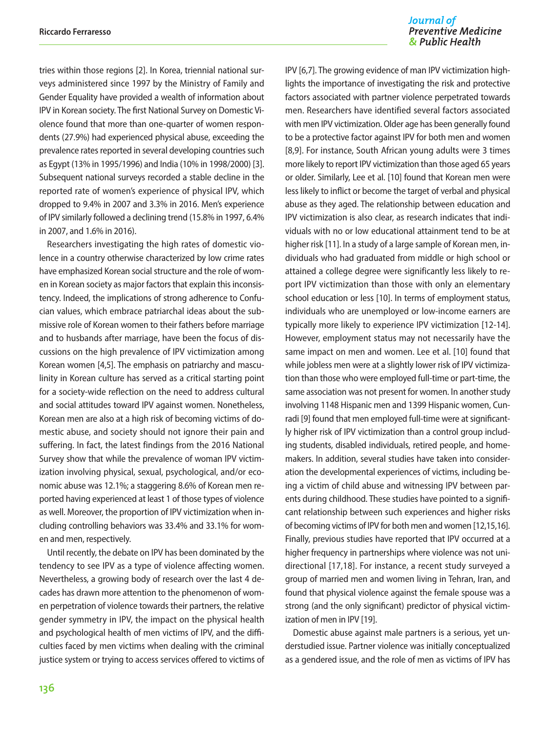tries within those regions [2]. In Korea, triennial national surveys administered since 1997 by the Ministry of Family and Gender Equality have provided a wealth of information about IPV in Korean society. The first National Survey on Domestic Violence found that more than one-quarter of women respondents (27.9%) had experienced physical abuse, exceeding the prevalence rates reported in several developing countries such as Egypt (13% in 1995/1996) and India (10% in 1998/2000) [3]. Subsequent national surveys recorded a stable decline in the reported rate of women's experience of physical IPV, which dropped to 9.4% in 2007 and 3.3% in 2016. Men's experience of IPV similarly followed a declining trend (15.8% in 1997, 6.4% in 2007, and 1.6% in 2016).

Researchers investigating the high rates of domestic violence in a country otherwise characterized by low crime rates have emphasized Korean social structure and the role of women in Korean society as major factors that explain this inconsistency. Indeed, the implications of strong adherence to Confucian values, which embrace patriarchal ideas about the submissive role of Korean women to their fathers before marriage and to husbands after marriage, have been the focus of discussions on the high prevalence of IPV victimization among Korean women [4,5]. The emphasis on patriarchy and masculinity in Korean culture has served as a critical starting point for a society-wide reflection on the need to address cultural and social attitudes toward IPV against women. Nonetheless, Korean men are also at a high risk of becoming victims of domestic abuse, and society should not ignore their pain and suffering. In fact, the latest findings from the 2016 National Survey show that while the prevalence of woman IPV victimization involving physical, sexual, psychological, and/or economic abuse was 12.1%; a staggering 8.6% of Korean men reported having experienced at least 1 of those types of violence as well. Moreover, the proportion of IPV victimization when including controlling behaviors was 33.4% and 33.1% for women and men, respectively.

Until recently, the debate on IPV has been dominated by the tendency to see IPV as a type of violence affecting women. Nevertheless, a growing body of research over the last 4 decades has drawn more attention to the phenomenon of women perpetration of violence towards their partners, the relative gender symmetry in IPV, the impact on the physical health and psychological health of men victims of IPV, and the difficulties faced by men victims when dealing with the criminal justice system or trying to access services offered to victims of IPV [6,7]. The growing evidence of man IPV victimization highlights the importance of investigating the risk and protective factors associated with partner violence perpetrated towards men. Researchers have identified several factors associated with men IPV victimization. Older age has been generally found to be a protective factor against IPV for both men and women [8,9]. For instance, South African young adults were 3 times more likely to report IPV victimization than those aged 65 years or older. Similarly, Lee et al. [10] found that Korean men were less likely to inflict or become the target of verbal and physical abuse as they aged. The relationship between education and IPV victimization is also clear, as research indicates that individuals with no or low educational attainment tend to be at higher risk [11]. In a study of a large sample of Korean men, individuals who had graduated from middle or high school or attained a college degree were significantly less likely to report IPV victimization than those with only an elementary school education or less [10]. In terms of employment status, individuals who are unemployed or low-income earners are typically more likely to experience IPV victimization [12-14]. However, employment status may not necessarily have the same impact on men and women. Lee et al. [10] found that while jobless men were at a slightly lower risk of IPV victimization than those who were employed full-time or part-time, the same association was not present for women. In another study involving 1148 Hispanic men and 1399 Hispanic women, Cunradi [9] found that men employed full-time were at significantly higher risk of IPV victimization than a control group including students, disabled individuals, retired people, and homemakers. In addition, several studies have taken into consideration the developmental experiences of victims, including being a victim of child abuse and witnessing IPV between parents during childhood. These studies have pointed to a significant relationship between such experiences and higher risks of becoming victims of IPV for both men and women [12,15,16]. Finally, previous studies have reported that IPV occurred at a higher frequency in partnerships where violence was not unidirectional [17,18]. For instance, a recent study surveyed a group of married men and women living in Tehran, Iran, and found that physical violence against the female spouse was a strong (and the only significant) predictor of physical victimization of men in IPV [19].

Domestic abuse against male partners is a serious, yet understudied issue. Partner violence was initially conceptualized as a gendered issue, and the role of men as victims of IPV has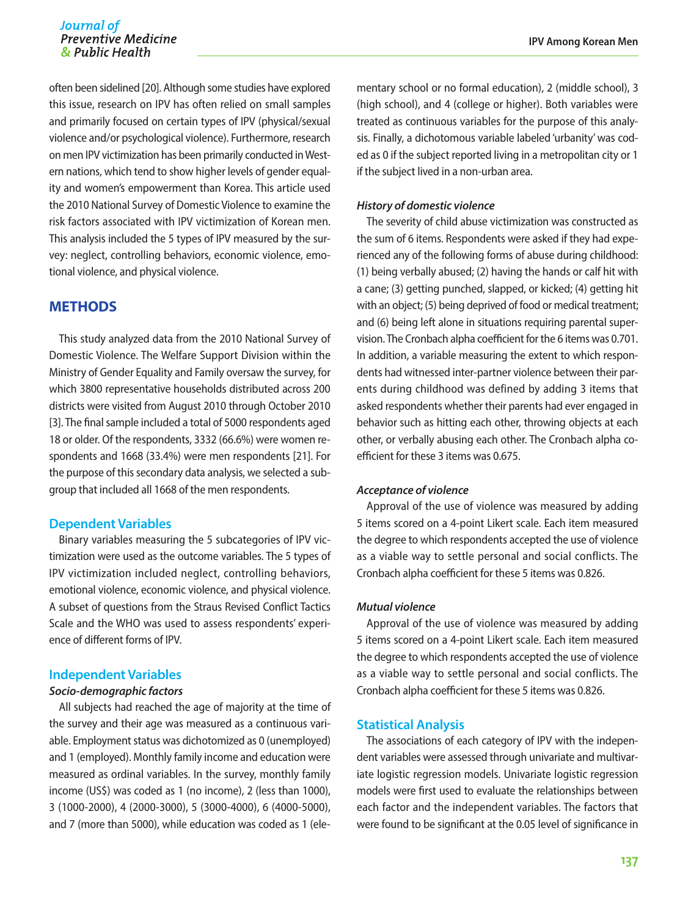often been sidelined [20]. Although some studies have explored this issue, research on IPV has often relied on small samples and primarily focused on certain types of IPV (physical/sexual violence and/or psychological violence). Furthermore, research on men IPV victimization has been primarily conducted in Western nations, which tend to show higher levels of gender equality and women's empowerment than Korea. This article used the 2010 National Survey of Domestic Violence to examine the risk factors associated with IPV victimization of Korean men. This analysis included the 5 types of IPV measured by the survey: neglect, controlling behaviors, economic violence, emotional violence, and physical violence.

## METHODS

This study analyzed data from the 2010 National Survey of Domestic Violence. The Welfare Support Division within the Ministry of Gender Equality and Family oversaw the survey, for which 3800 representative households distributed across 200 districts were visited from August 2010 through October 2010 [3]. The final sample included a total of 5000 respondents aged 18 or older. Of the respondents, 3332 (66.6%) were women respondents and 1668 (33.4%) were men respondents [21]. For the purpose of this secondary data analysis, we selected a subgroup that included all 1668 of the men respondents.

### Dependent Variables

Binary variables measuring the 5 subcategories of IPV victimization were used as the outcome variables. The 5 types of IPV victimization included neglect, controlling behaviors, emotional violence, economic violence, and physical violence. A subset of questions from the Straus Revised Conflict Tactics Scale and the WHO was used to assess respondents' experience of different forms of IPV.

### Independent Variables

#### *Socio-demographic factors*

All subjects had reached the age of majority at the time of the survey and their age was measured as a continuous variable. Employment status was dichotomized as 0 (unemployed) and 1 (employed). Monthly family income and education were measured as ordinal variables. In the survey, monthly family income (US$) was coded as 1 (no income), 2 (less than 1000), 3 (1000-2000), 4 (2000-3000), 5 (3000-4000), 6 (4000-5000), and 7 (more than 5000), while education was coded as 1 (elementary school or no formal education), 2 (middle school), 3 (high school), and 4 (college or higher). Both variables were treated as continuous variables for the purpose of this analysis. Finally, a dichotomous variable labeled 'urbanity' was coded as 0 if the subject reported living in a metropolitan city or 1 if the subject lived in a non-urban area.

#### *History of domestic violence*

The severity of child abuse victimization was constructed as the sum of 6 items. Respondents were asked if they had experienced any of the following forms of abuse during childhood: (1) being verbally abused; (2) having the hands or calf hit with a cane; (3) getting punched, slapped, or kicked; (4) getting hit with an object; (5) being deprived of food or medical treatment; and (6) being left alone in situations requiring parental supervision. The Cronbach alpha coefficient for the 6 items was 0.701. In addition, a variable measuring the extent to which respondents had witnessed inter-partner violence between their parents during childhood was defined by adding 3 items that asked respondents whether their parents had ever engaged in behavior such as hitting each other, throwing objects at each other, or verbally abusing each other. The Cronbach alpha coefficient for these 3 items was 0.675.

#### *Acceptance of violence*

Approval of the use of violence was measured by adding 5 items scored on a 4-point Likert scale. Each item measured the degree to which respondents accepted the use of violence as a viable way to settle personal and social conflicts. The Cronbach alpha coefficient for these 5 items was 0.826.

#### *Mutual violence*

Approval of the use of violence was measured by adding 5 items scored on a 4-point Likert scale. Each item measured the degree to which respondents accepted the use of violence as a viable way to settle personal and social conflicts. The Cronbach alpha coefficient for these 5 items was 0.826.

### Statistical Analysis

The associations of each category of IPV with the independent variables were assessed through univariate and multivariate logistic regression models. Univariate logistic regression models were first used to evaluate the relationships between each factor and the independent variables. The factors that were found to be significant at the 0.05 level of significance in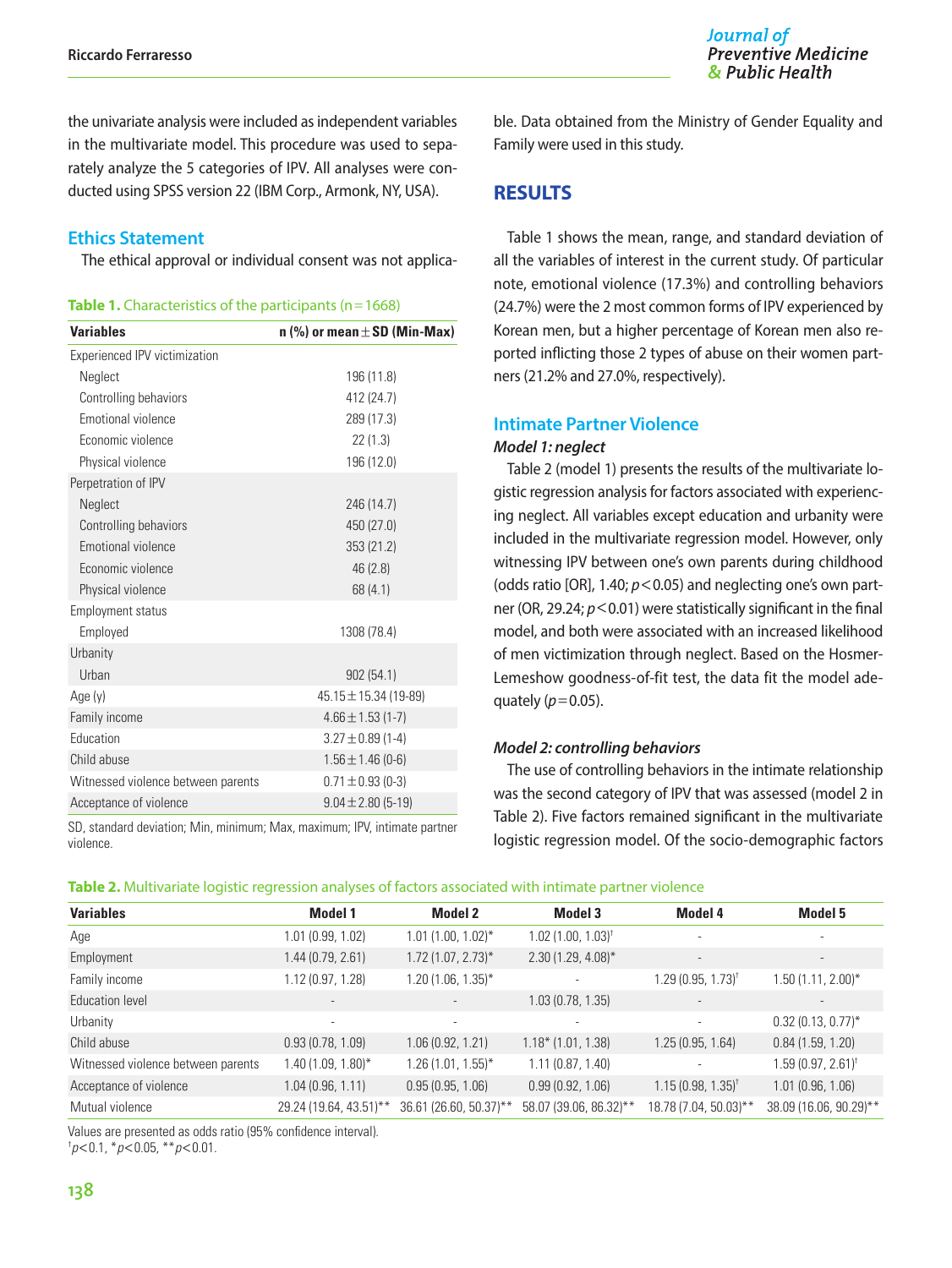the univariate analysis were included as independent variables in the multivariate model. This procedure was used to separately analyze the 5 categories of IPV. All analyses were conducted using SPSS version 22 (IBM Corp., Armonk, NY, USA).

### Ethics Statement

The ethical approval or individual consent was not applicable. Data obtained from the Ministry of Gender Equality and Family were used in this study.

**Table 1.** Characteristics of the participants (n=1668)

| Variables | n (%) or mean±SD (Min-Max) |
|---|---|
| Experienced IPV victimization | |
| Neglect | 196 (11.8) |
| Controlling behaviors | 412 (24.7) |
| Emotional violence | 289 (17.3) |
| Economic violence | 22 (1.3) |
| Physical violence | 196 (12.0) |
| Perpetration of IPV | |
| Neglect | 246 (14.7) |
| Controlling behaviors | 450 (27.0) |
| Emotional violence | 353 (21.2) |
| Economic violence | 46 (2.8) |
| Physical violence | 68 (4.1) |
| Employment status | |
| Employed | 1308 (78.4) |
| Urbanity | |
| Urban | 902 (54.1) |
| Age (y) | 45.15±15.34 (19-89) |
| Family income | 4.66±1.53 (1-7) |
| Education | 3.27±0.89 (1-4) |
| Child abuse | 1.56±1.46 (0-6) |
| Witnessed violence between parents | 0.71±0.93 (0-3) |
| Acceptance of violence | 9.04±2.80 (5-19) |

SD, standard deviation; Min, minimum; Max, maximum; IPV, intimate partner violence.

## RESULTS

Table 1 shows the mean, range, and standard deviation of all the variables of interest in the current study. Of particular note, emotional violence (17.3%) and controlling behaviors (24.7%) were the 2 most common forms of IPV experienced by Korean men, but a higher percentage of Korean men also reported inflicting those 2 types of abuse on their women partners (21.2% and 27.0%, respectively).

### Intimate Partner Violence

#### *Model 1: neglect*

Table 2 (model 1) presents the results of the multivariate logistic regression analysis for factors associated with experiencing neglect. All variables except education and urbanity were included in the multivariate regression model. However, only witnessing IPV between one's own parents during childhood (odds ratio [OR], 1.40; $p<0.05$) and neglecting one's own partner (OR, 29.24; $p<0.01$) were statistically significant in the final model, and both were associated with an increased likelihood of men victimization through neglect. Based on the Hosmer-Lemeshow goodness-of-fit test, the data fit the model adequately ($p=0.05$).

#### *Model 2: controlling behaviors*

The use of controlling behaviors in the intimate relationship was the second category of IPV that was assessed (model 2 in Table 2). Five factors remained significant in the multivariate logistic regression model. Of the socio-demographic factors

**Table 2.** Multivariate logistic regression analyses of factors associated with intimate partner violence

| Variables | Model 1 | Model 2 | Model 3 | Model 4 | Model 5 |
|---|---|---|---|---|---|
| Age | 1.01 (0.99, 1.02) | 1.01 (1.00, 1.02)* | 1.02 (1.00, 1.03)† | - | - |
| Employment | 1.44 (0.79, 2.61) | 1.72 (1.07, 2.73)* | 2.30 (1.29, 4.08)* | - | - |
| Family income | 1.12 (0.97, 1.28) | 1.20 (1.06, 1.35)* | - | 1.29 (0.95, 1.73)† | 1.50 (1.11, 2.00)* |
| Education level | - | - | 1.03 (0.78, 1.35) | - | - |
| Urbanity | - | - | - | - | 0.32 (0.13, 0.77)* |
| Child abuse | 0.93 (0.78, 1.09) | 1.06 (0.92, 1.21) | 1.18* (1.01, 1.38) | 1.25 (0.95, 1.64) | 0.84 (1.59, 1.20) |
| Witnessed violence between parents | 1.40 (1.09, 1.80)* | 1.26 (1.01, 1.55)* | 1.11 (0.87, 1.40) | - | 1.59 (0.97, 2.61)† |
| Acceptance of violence | 1.04 (0.96, 1.11) | 0.95 (0.95, 1.06) | 0.99 (0.92, 1.06) | 1.15 (0.98, 1.35)† | 1.01 (0.96, 1.06) |
| Mutual violence | 29.24 (19.64, 43.51)** | 36.61 (26.60, 50.37)** | 58.07 (39.06, 86.32)** | 18.78 (7.04, 50.03)** | 38.09 (16.06, 90.29)** |

Values are presented as odds ratio (95% confidence interval).
†$p<0.1$, *$p<0.05$, **$p<0.01$.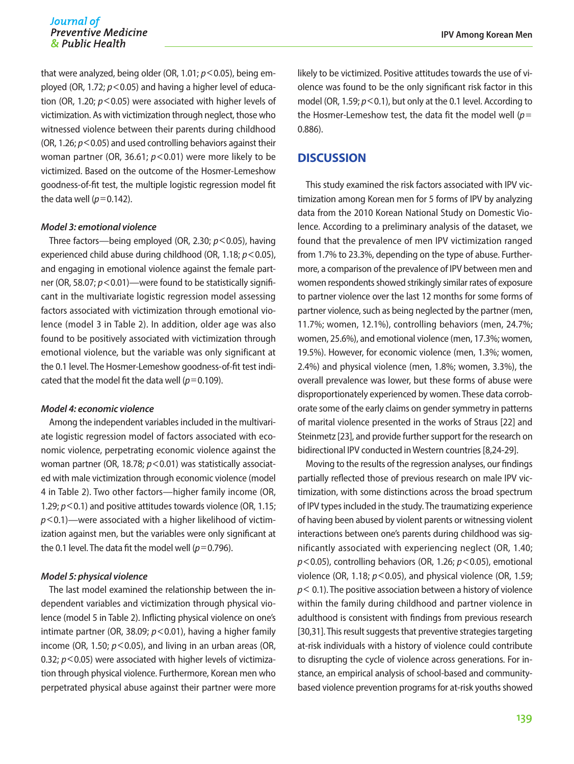that were analyzed, being older (OR, 1.01; $p<0.05$), being employed (OR, 1.72; $p<0.05$) and having a higher level of education (OR, 1.20; $p<0.05$) were associated with higher levels of victimization. As with victimization through neglect, those who witnessed violence between their parents during childhood (OR, 1.26; $p<0.05$) and used controlling behaviors against their woman partner (OR, 36.61; $p<0.01$) were more likely to be victimized. Based on the outcome of the Hosmer-Lemeshow goodness-of-fit test, the multiple logistic regression model fit the data well ($p=0.142$).

### *Model 3: emotional violence*

Three factors—being employed (OR, 2.30; $p<0.05$), having experienced child abuse during childhood (OR, 1.18; $p<0.05$), and engaging in emotional violence against the female partner (OR, 58.07; $p<0.01$)—were found to be statistically significant in the multivariate logistic regression model assessing factors associated with victimization through emotional violence (model 3 in Table 2). In addition, older age was also found to be positively associated with victimization through emotional violence, but the variable was only significant at the 0.1 level. The Hosmer-Lemeshow goodness-of-fit test indicated that the model fit the data well ($p=0.109$).

### *Model 4: economic violence*

Among the independent variables included in the multivariate logistic regression model of factors associated with economic violence, perpetrating economic violence against the woman partner (OR, 18.78; $p<0.01$) was statistically associated with male victimization through economic violence (model 4 in Table 2). Two other factors—higher family income (OR, 1.29; $p<0.1$) and positive attitudes towards violence (OR, 1.15; $p<0.1$)—were associated with a higher likelihood of victimization against men, but the variables were only significant at the 0.1 level. The data fit the model well ($p=0.796$).

### *Model 5: physical violence*

The last model examined the relationship between the independent variables and victimization through physical violence (model 5 in Table 2). Inflicting physical violence on one's intimate partner (OR, 38.09; $p<0.01$), having a higher family income (OR, 1.50; $p<0.05$), and living in an urban areas (OR, 0.32; $p<0.05$) were associated with higher levels of victimization through physical violence. Furthermore, Korean men who perpetrated physical abuse against their partner were more likely to be victimized. Positive attitudes towards the use of violence was found to be the only significant risk factor in this model (OR, 1.59; $p<0.1$), but only at the 0.1 level. According to the Hosmer-Lemeshow test, the data fit the model well ($p=0.886$).

## DISCUSSION

This study examined the risk factors associated with IPV victimization among Korean men for 5 forms of IPV by analyzing data from the 2010 Korean National Study on Domestic Violence. According to a preliminary analysis of the dataset, we found that the prevalence of men IPV victimization ranged from 1.7% to 23.3%, depending on the type of abuse. Furthermore, a comparison of the prevalence of IPV between men and women respondents showed strikingly similar rates of exposure to partner violence over the last 12 months for some forms of partner violence, such as being neglected by the partner (men, 11.7%; women, 12.1%), controlling behaviors (men, 24.7%; women, 25.6%), and emotional violence (men, 17.3%; women, 19.5%). However, for economic violence (men, 1.3%; women, 2.4%) and physical violence (men, 1.8%; women, 3.3%), the overall prevalence was lower, but these forms of abuse were disproportionately experienced by women. These data corroborate some of the early claims on gender symmetry in patterns of marital violence presented in the works of Straus [22] and Steinmetz [23], and provide further support for the research on bidirectional IPV conducted in Western countries [8,24-29].

Moving to the results of the regression analyses, our findings partially reflected those of previous research on male IPV victimization, with some distinctions across the broad spectrum of IPV types included in the study. The traumatizing experience of having been abused by violent parents or witnessing violent interactions between one's parents during childhood was significantly associated with experiencing neglect (OR, 1.40; $p<0.05$), controlling behaviors (OR, 1.26; $p<0.05$), emotional violence (OR, 1.18; $p<0.05$), and physical violence (OR, 1.59; $p<0.1$). The positive association between a history of violence within the family during childhood and partner violence in adulthood is consistent with findings from previous research [30,31]. This result suggests that preventive strategies targeting at-risk individuals with a history of violence could contribute to disrupting the cycle of violence across generations. For instance, an empirical analysis of school-based and community-based violence prevention programs for at-risk youths showed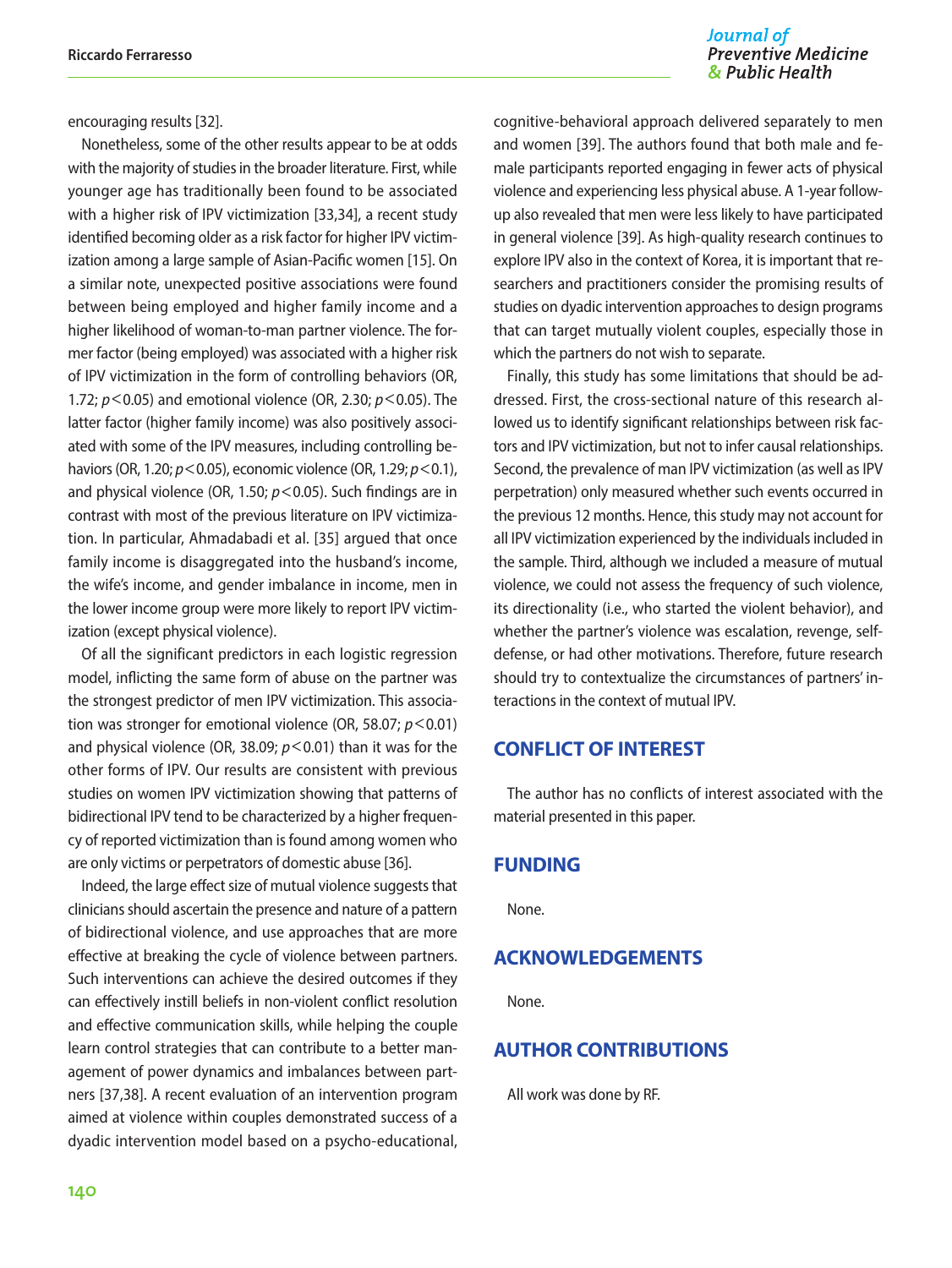encouraging results [32].

Nonetheless, some of the other results appear to be at odds with the majority of studies in the broader literature. First, while younger age has traditionally been found to be associated with a higher risk of IPV victimization [33,34], a recent study identified becoming older as a risk factor for higher IPV victimization among a large sample of Asian-Pacific women [15]. On a similar note, unexpected positive associations were found between being employed and higher family income and a higher likelihood of woman-to-man partner violence. The former factor (being employed) was associated with a higher risk of IPV victimization in the form of controlling behaviors (OR, 1.72; $p<0.05$) and emotional violence (OR, 2.30; $p<0.05$). The latter factor (higher family income) was also positively associated with some of the IPV measures, including controlling behaviors (OR, 1.20; $p<0.05$), economic violence (OR, 1.29; $p<0.1$), and physical violence (OR, 1.50; $p<0.05$). Such findings are in contrast with most of the previous literature on IPV victimization. In particular, Ahmadabadi et al. [35] argued that once family income is disaggregated into the husband's income, the wife's income, and gender imbalance in income, men in the lower income group were more likely to report IPV victimization (except physical violence).

Of all the significant predictors in each logistic regression model, inflicting the same form of abuse on the partner was the strongest predictor of men IPV victimization. This association was stronger for emotional violence (OR, 58.07; $p<0.01$) and physical violence (OR, 38.09; $p<0.01$) than it was for the other forms of IPV. Our results are consistent with previous studies on women IPV victimization showing that patterns of bidirectional IPV tend to be characterized by a higher frequency of reported victimization than is found among women who are only victims or perpetrators of domestic abuse [36].

Indeed, the large effect size of mutual violence suggests that clinicians should ascertain the presence and nature of a pattern of bidirectional violence, and use approaches that are more effective at breaking the cycle of violence between partners. Such interventions can achieve the desired outcomes if they can effectively instill beliefs in non-violent conflict resolution and effective communication skills, while helping the couple learn control strategies that can contribute to a better management of power dynamics and imbalances between partners [37,38]. A recent evaluation of an intervention program aimed at violence within couples demonstrated success of a dyadic intervention model based on a psycho-educational, cognitive-behavioral approach delivered separately to men and women [39]. The authors found that both male and female participants reported engaging in fewer acts of physical violence and experiencing less physical abuse. A 1-year follow-up also revealed that men were less likely to have participated in general violence [39]. As high-quality research continues to explore IPV also in the context of Korea, it is important that researchers and practitioners consider the promising results of studies on dyadic intervention approaches to design programs that can target mutually violent couples, especially those in which the partners do not wish to separate.

Finally, this study has some limitations that should be addressed. First, the cross-sectional nature of this research allowed us to identify significant relationships between risk factors and IPV victimization, but not to infer causal relationships. Second, the prevalence of man IPV victimization (as well as IPV perpetration) only measured whether such events occurred in the previous 12 months. Hence, this study may not account for all IPV victimization experienced by the individuals included in the sample. Third, although we included a measure of mutual violence, we could not assess the frequency of such violence, its directionality (i.e., who started the violent behavior), and whether the partner's violence was escalation, revenge, self-defense, or had other motivations. Therefore, future research should try to contextualize the circumstances of partners' interactions in the context of mutual IPV.

## CONFLICT OF INTEREST

The author has no conflicts of interest associated with the material presented in this paper.

## FUNDING

None.

## ACKNOWLEDGEMENTS

None.

## AUTHOR CONTRIBUTIONS

All work was done by RF.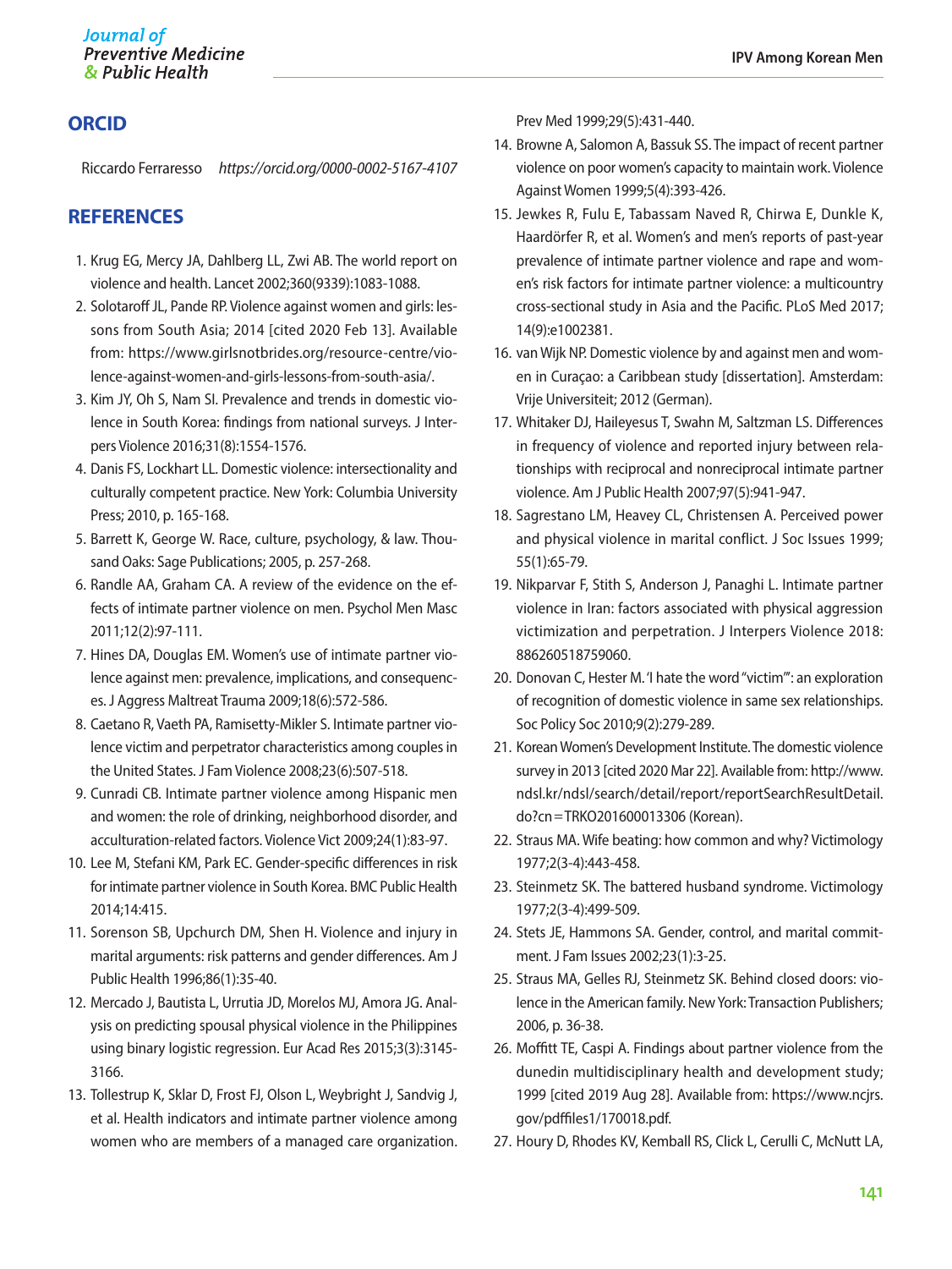## ORCID

Riccardo Ferraresso *https://orcid.org/0000-0002-5167-4107*

## REFERENCES

1. Krug EG, Mercy JA, Dahlberg LL, Zwi AB. The world report on violence and health. Lancet 2002;360(9339):1083-1088.
2. Solotaroff JL, Pande RP. Violence against women and girls: lessons from South Asia; 2014 [cited 2020 Feb 13]. Available from: https://www.girlsnotbrides.org/resource-centre/violence-against-women-and-girls-lessons-from-south-asia/.
3. Kim JY, Oh S, Nam SI. Prevalence and trends in domestic violence in South Korea: findings from national surveys. J Interpers Violence 2016;31(8):1554-1576.
4. Danis FS, Lockhart LL. Domestic violence: intersectionality and culturally competent practice. New York: Columbia University Press; 2010, p. 165-168.
5. Barrett K, George W. Race, culture, psychology, & law. Thousand Oaks: Sage Publications; 2005, p. 257-268.
6. Randle AA, Graham CA. A review of the evidence on the effects of intimate partner violence on men. Psychol Men Masc 2011;12(2):97-111.
7. Hines DA, Douglas EM. Women's use of intimate partner violence against men: prevalence, implications, and consequences. J Aggress Maltreat Trauma 2009;18(6):572-586.
8. Caetano R, Vaeth PA, Ramisetty-Mikler S. Intimate partner violence victim and perpetrator characteristics among couples in the United States. J Fam Violence 2008;23(6):507-518.
9. Cunradi CB. Intimate partner violence among Hispanic men and women: the role of drinking, neighborhood disorder, and acculturation-related factors. Violence Vict 2009;24(1):83-97.
10. Lee M, Stefani KM, Park EC. Gender-specific differences in risk for intimate partner violence in South Korea. BMC Public Health 2014;14:415.
11. Sorenson SB, Upchurch DM, Shen H. Violence and injury in marital arguments: risk patterns and gender differences. Am J Public Health 1996;86(1):35-40.
12. Mercado J, Bautista L, Urrutia JD, Morelos MJ, Amora JG. Analysis on predicting spousal physical violence in the Philippines using binary logistic regression. Eur Acad Res 2015;3(3):3145-3166.
13. Tollestrup K, Sklar D, Frost FJ, Olson L, Weybright J, Sandvig J, et al. Health indicators and intimate partner violence among women who are members of a managed care organization. Prev Med 1999;29(5):431-440.
14. Browne A, Salomon A, Bassuk SS. The impact of recent partner violence on poor women's capacity to maintain work. Violence Against Women 1999;5(4):393-426.
15. Jewkes R, Fulu E, Tabassam Naved R, Chirwa E, Dunkle K, Haardörfer R, et al. Women's and men's reports of past-year prevalence of intimate partner violence and rape and women's risk factors for intimate partner violence: a multicountry cross-sectional study in Asia and the Pacific. PLoS Med 2017;14(9):e1002381.
16. van Wijk NP. Domestic violence by and against men and women in Curaçao: a Caribbean study [dissertation]. Amsterdam: Vrije Universiteit; 2012 (German).
17. Whitaker DJ, Haileyesus T, Swahn M, Saltzman LS. Differences in frequency of violence and reported injury between relationships with reciprocal and nonreciprocal intimate partner violence. Am J Public Health 2007;97(5):941-947.
18. Sagrestano LM, Heavey CL, Christensen A. Perceived power and physical violence in marital conflict. J Soc Issues 1999;55(1):65-79.
19. Nikparvar F, Stith S, Anderson J, Panaghi L. Intimate partner violence in Iran: factors associated with physical aggression victimization and perpetration. J Interpers Violence 2018:886260518759060.
20. Donovan C, Hester M. 'I hate the word "victim"': an exploration of recognition of domestic violence in same sex relationships. Soc Policy Soc 2010;9(2):279-289.
21. Korean Women's Development Institute. The domestic violence survey in 2013 [cited 2020 Mar 22]. Available from: http://www.ndsl.kr/ndsl/search/detail/report/reportSearchResultDetail.do?cn=TRKO201600013306 (Korean).
22. Straus MA. Wife beating: how common and why? Victimology 1977;2(3-4):443-458.
23. Steinmetz SK. The battered husband syndrome. Victimology 1977;2(3-4):499-509.
24. Stets JE, Hammons SA. Gender, control, and marital commitment. J Fam Issues 2002;23(1):3-25.
25. Straus MA, Gelles RJ, Steinmetz SK. Behind closed doors: violence in the American family. New York: Transaction Publishers; 2006, p. 36-38.
26. Moffitt TE, Caspi A. Findings about partner violence from the dunedin multidisciplinary health and development study; 1999 [cited 2019 Aug 28]. Available from: https://www.ncjrs.gov/pdffiles1/170018.pdf.
27. Houry D, Rhodes KV, Kemball RS, Click L, Cerulli C, McNutt LA,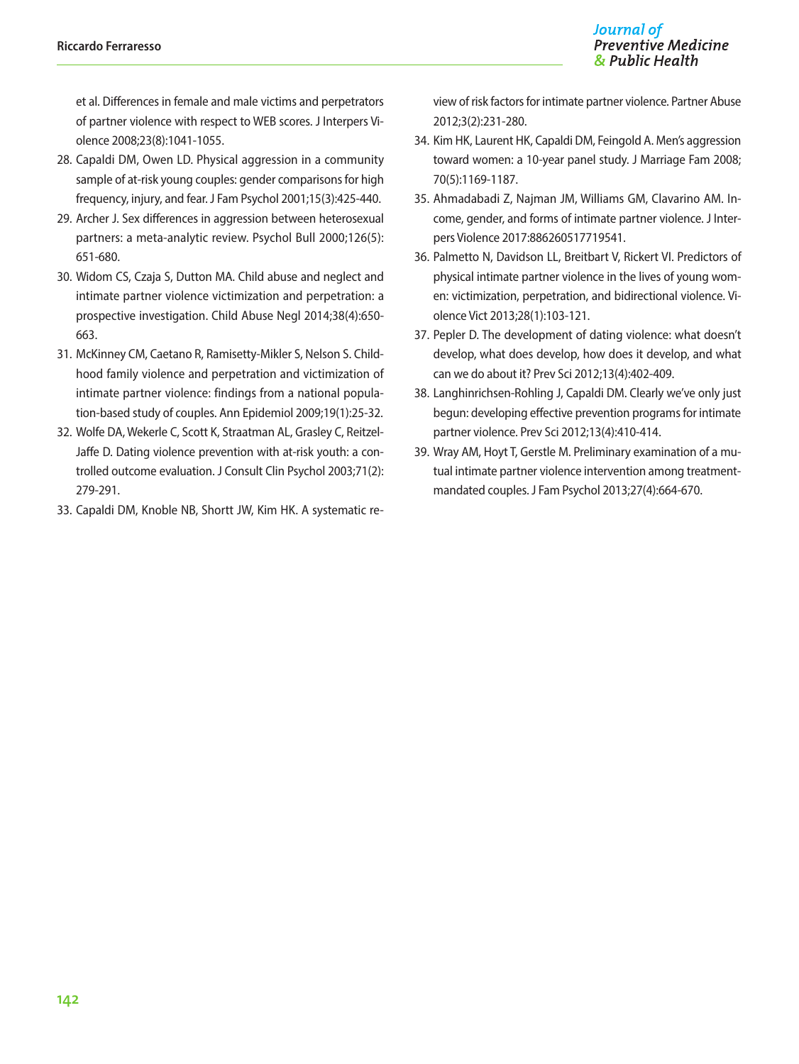et al. Differences in female and male victims and perpetrators of partner violence with respect to WEB scores. J Interpers Violence 2008;23(8):1041-1055.

28. Capaldi DM, Owen LD. Physical aggression in a community sample of at-risk young couples: gender comparisons for high frequency, injury, and fear. J Fam Psychol 2001;15(3):425-440.
29. Archer J. Sex differences in aggression between heterosexual partners: a meta-analytic review. Psychol Bull 2000;126(5): 651-680.
30. Widom CS, Czaja S, Dutton MA. Child abuse and neglect and intimate partner violence victimization and perpetration: a prospective investigation. Child Abuse Negl 2014;38(4):650-663.
31. McKinney CM, Caetano R, Ramisetty-Mikler S, Nelson S. Childhood family violence and perpetration and victimization of intimate partner violence: findings from a national population-based study of couples. Ann Epidemiol 2009;19(1):25-32.
32. Wolfe DA, Wekerle C, Scott K, Straatman AL, Grasley C, Reitzel-Jaffe D. Dating violence prevention with at-risk youth: a controlled outcome evaluation. J Consult Clin Psychol 2003;71(2): 279-291.
33. Capaldi DM, Knoble NB, Shortt JW, Kim HK. A systematic review of risk factors for intimate partner violence. Partner Abuse 2012;3(2):231-280.
34. Kim HK, Laurent HK, Capaldi DM, Feingold A. Men's aggression toward women: a 10-year panel study. J Marriage Fam 2008; 70(5):1169-1187.
35. Ahmadabadi Z, Najman JM, Williams GM, Clavarino AM. Income, gender, and forms of intimate partner violence. J Interpers Violence 2017:886260517719541.
36. Palmetto N, Davidson LL, Breitbart V, Rickert VI. Predictors of physical intimate partner violence in the lives of young women: victimization, perpetration, and bidirectional violence. Violence Vict 2013;28(1):103-121.
37. Pepler D. The development of dating violence: what doesn't develop, what does develop, how does it develop, and what can we do about it? Prev Sci 2012;13(4):402-409.
38. Langhinrichsen-Rohling J, Capaldi DM. Clearly we've only just begun: developing effective prevention programs for intimate partner violence. Prev Sci 2012;13(4):410-414.
39. Wray AM, Hoyt T, Gerstle M. Preliminary examination of a mutual intimate partner violence intervention among treatment-mandated couples. J Fam Psychol 2013;27(4):664-670.